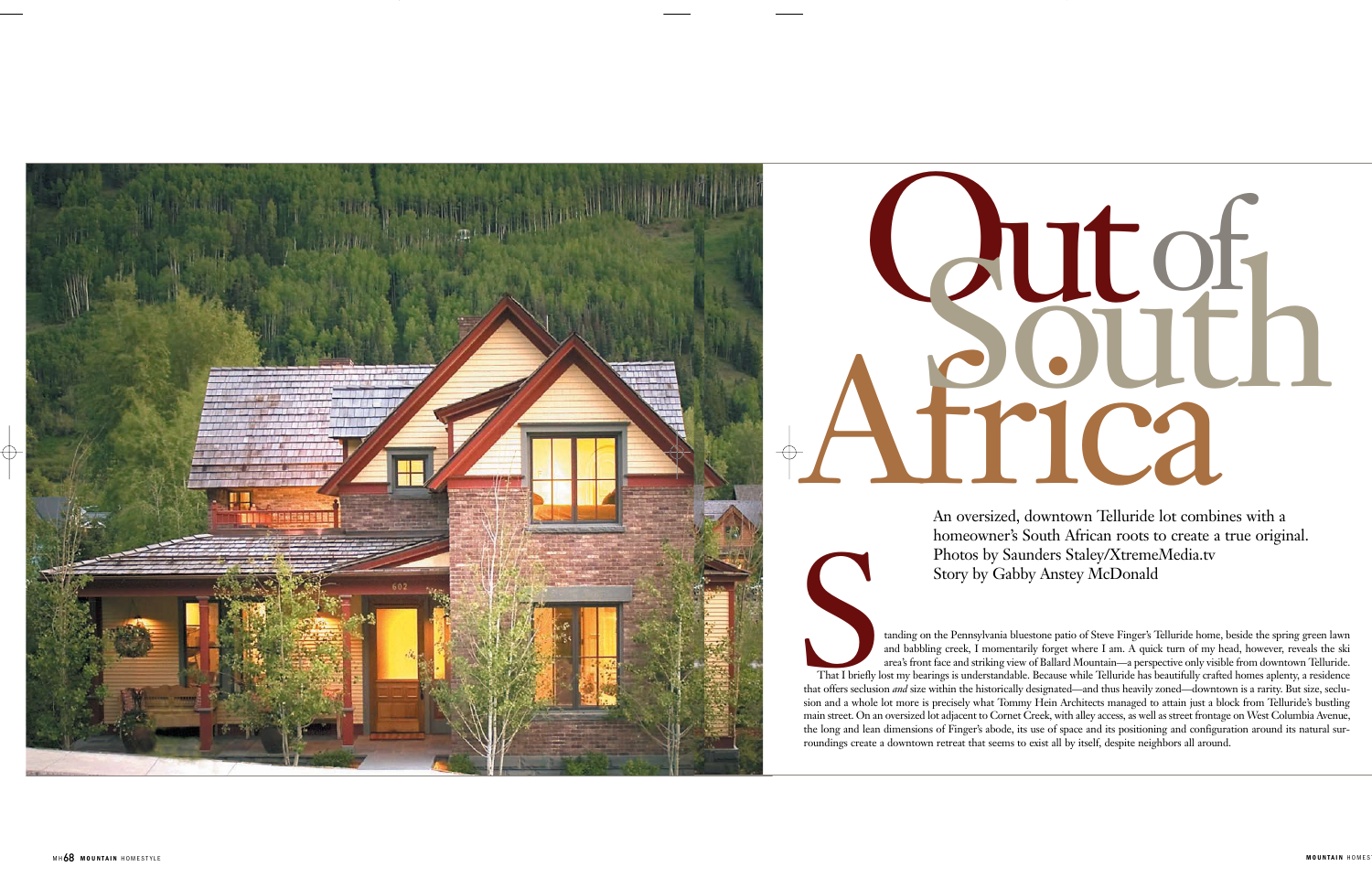# Out of South Africa

An oversized, downtown Telluride lot combines with a homeowner's South African roots to create a true original.
Photos by Saunders Staley/XtremeMedia.tv
Story by Gabby Anstey McDonald

Standing on the Pennsylvania bluestone patio of Steve Finger's Telluride home, beside the spring green lawn and babbling creek, I momentarily forget where I am. A quick turn of my head, however, reveals the ski area's front face and striking view of Ballard Mountain—a perspective only visible from downtown Telluride.

That I briefly lost my bearings is understandable. Because while Telluride has beautifully crafted homes aplenty, a residence that offers seclusion *and* size within the historically designated—and thus heavily zoned—downtown is a rarity. But size, seclusion and a whole lot more is precisely what Tommy Hein Architects managed to attain just a block from Telluride's bustling main street. On an oversized lot adjacent to Cornet Creek, with alley access, as well as street frontage on West Columbia Avenue, the long and lean dimensions of Finger's abode, its use of space and its positioning and configuration around its natural surroundings create a downtown retreat that seems to exist all by itself, despite neighbors all around.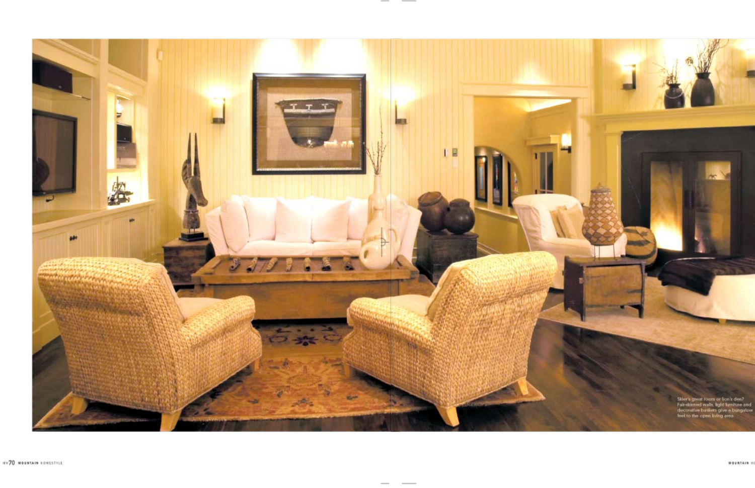Skier's great room or lion's den? Fair-skinned walls, light furniture and decorative baskets give a bungalow feel to the open living area.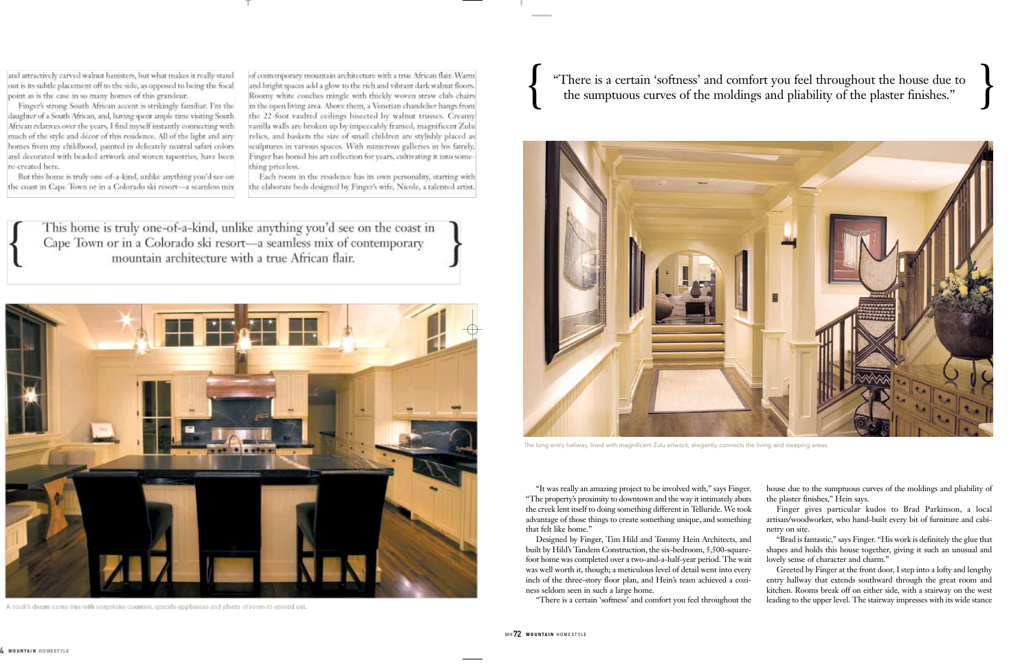and attractively carved walnut banisters, but what makes it really stand out is its subtle placement off to the side, as opposed to being the focal point as is the case in so many homes of this grandeur.

Finger's strong South African accent is strikingly familiar. I'm the daughter of a South African, and, having spent ample time visiting South African relatives over the years, I find myself instantly connecting with much of the style and décor of this residence. All of the light and airy homes from my childhood, painted in delicately neutral safari colors and decorated with beaded artwork and woven tapestries, have been re-created here.

But this home is truly one-of-a-kind, unlike anything you'd see on the coast in Cape Town or in a Colorado ski resort—a seamless mix of contemporary mountain architecture with a true African flair. Warm and bright spaces add a glow to the rich and vibrant dark walnut floors. Roomy white couches mingle with thickly woven straw club chairs in the open living area. Above them, a Venetian chandelier hangs from the 22-foot vaulted ceilings bisected by walnut trusses. Creamy vanilla walls are broken up by impeccably framed, magnificent Zulu relics, and baskets the size of small children are stylishly placed as sculptures in various spaces. With numerous galleries in his family, Finger has honed his art collection for years, cultivating it into something priceless.

Each room in the residence has its own personality, starting with the elaborate beds designed by Finger's wife, Nicole, a talented artist.

> This home is truly one-of-a-kind, unlike anything you'd see on the coast in Cape Town or in a Colorado ski resort—a seamless mix of contemporary mountain architecture with a true African flair.

A cook's dream come true with soapstone counters, upscale appliances and plenty of room to spread out.

> "There is a certain 'softness' and comfort you feel throughout the house due to the sumptuous curves of the moldings and pliability of the plaster finishes."

The long entry hallway, lined with magnificent Zulu artwork, elegantly connects the living and sleeping areas.

"It was really an amazing project to be involved with," says Finger. "The property's proximity to downtown and the way it intimately abuts the creek lent itself to doing something different in Telluride. We took advantage of those things to create something unique, and something that felt like home."

Designed by Finger, Tim Hild and Tommy Hein Architects, and built by Hild's Tandem Construction, the six-bedroom, 5,500-square-foot home was completed over a two-and-a-half-year period. The wait was well worth it, though; a meticulous level of detail went into every inch of the three-story floor plan, and Hein's team achieved a coziness seldom seen in such a large home.

"There is a certain 'softness' and comfort you feel throughout the house due to the sumptuous curves of the moldings and pliability of the plaster finishes," Hein says.

Finger gives particular kudos to Brad Parkinson, a local artisan/woodworker, who hand-built every bit of furniture and cabinetry on site.

"Brad is fantastic," says Finger. "His work is definitely the glue that shapes and holds this house together, giving it such an unusual and lovely sense of character and charm."

Greeted by Finger at the front door, I step into a lofty and lengthy entry hallway that extends southward through the great room and kitchen. Rooms break off on either side, with a stairway on the west leading to the upper level. The stairway impresses with its wide stance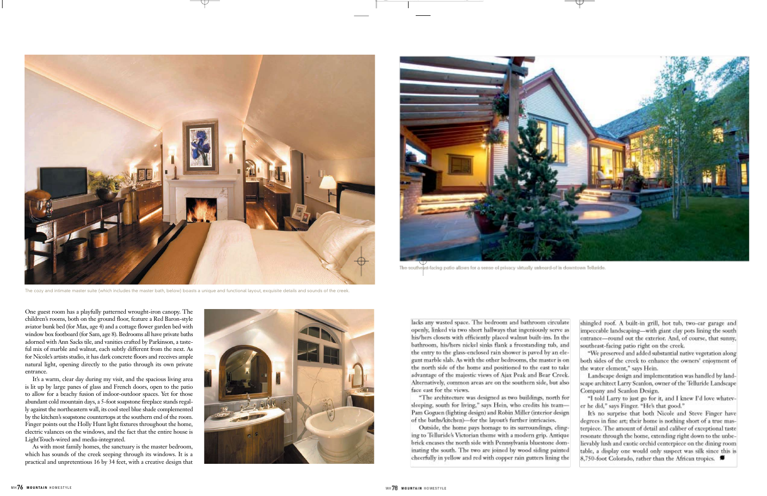The cozy and intimate master suite (which includes the master bath, below) boasts a unique and functional layout, exquisite details and sounds of the creek.

The southeast-facing patio allows for a sense of privacy virtually unheard-of in downtown Telluride.

One guest room has a playfully patterned wrought-iron canopy. The children's rooms, both on the ground floor, feature a Red Baron-style aviator bunk bed (for Max, age 4) and a cottage flower garden bed with window box footboard (for Sam, age 8). Bedrooms all have private baths adorned with Ann Sacks tile, and vanities crafted by Parkinson, a tasteful mix of marble and walnut, each subtly different from the next. As for Nicole's artists studio, it has dark concrete floors and receives ample natural light, opening directly to the patio through its own private entrance.

It's a warm, clear day during my visit, and the spacious living area is lit up by large panes of glass and French doors, open to the patio to allow for a beachy fusion of indoor-outdoor spaces. Yet for those abundant cold mountain days, a 5-foot soapstone fireplace stands regally against the northeastern wall, its cool steel blue shade complemented by the kitchen's soapstone countertops at the southern end of the room. Finger points out the Holly Hunt light fixtures throughout the home, electric valances on the windows, and the fact that the entire house is LightTouch-wired and media-integrated.

As with most family homes, the sanctuary is the master bedroom, which has sounds of the creek seeping through its windows. It is a practical and unpretentious 16 by 34 feet, with a creative design that lacks any wasted space. The bedroom and bathroom circulate openly, linked via two short hallways that ingeniously serve as his/hers closets with efficiently placed walnut built-ins. In the bathroom, his/hers nickel sinks flank a freestanding tub, and the entry to the glass-enclosed rain shower is paved by an elegant marble slab. As with the other bedrooms, the master is on the north side of the home and positioned to the east to take advantage of the majestic views of Ajax Peak and Bear Creek. Alternatively, common areas are on the southern side, but also face east for the views.

"The architecture was designed as two buildings, north for sleeping, south for living," says Hein, who credits his team—Pam Goguen (lighting design) and Robin Miller (interior design of the baths/kitchen)—for the layout's further intricacies.

Outside, the home pays homage to its surroundings, clinging to Telluride's Victorian theme with a modern grip. Antique brick encases the north side with Pennsylvania bluestone dominating the south. The two are joined by wood siding painted cheerfully in yellow and red with copper rain gutters lining the shingled roof. A built-in grill, hot tub, two-car garage and impeccable landscaping—with giant clay pots lining the south entrance—round out the exterior. And, of course, that sunny, southeast-facing patio right on the creek.

"We preserved and added substantial native vegetation along both sides of the creek to enhance the owners' enjoyment of the water element," says Hein.

Landscape design and implementation was handled by landscape architect Larry Scanlon, owner of the Telluride Landscape Company and Scanlon Design.

"I told Larry to just go for it, and I knew I'd love whatever he did," says Finger. "He's that good."

It's no surprise that both Nicole and Steve Finger have degrees in fine art; their home is nothing short of a true masterpiece. The amount of detail and caliber of exceptional taste resonate through the home, extending right down to the unbelievably lush and exotic orchid centerpiece on the dining room table, a display one would only suspect was silk since this is 8,750-foot Colorado, rather than the African tropics. ■